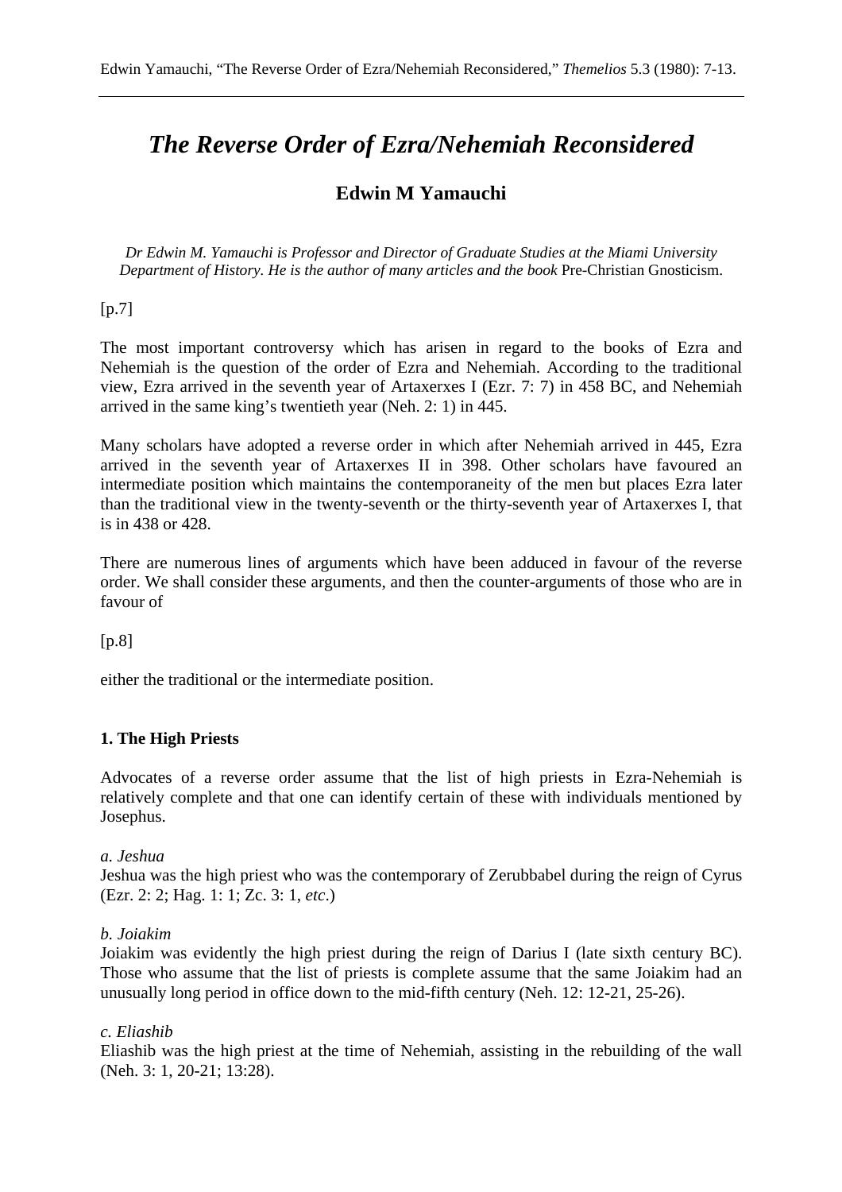# *The Reverse Order of Ezra/Nehemiah Reconsidered*

## Edwin M Yamauchi

*Dr Edwin M. Yamauchi is Professor and Director of Graduate Studies at the Miami University Department of History. He is the author of many articles and the book* Pre-Christian Gnosticism.

[p.7]

The most important controversy which has arisen in regard to the books of Ezra and Nehemiah is the question of the order of Ezra and Nehemiah. According to the traditional view, Ezra arrived in the seventh year of Artaxerxes I (Ezr. 7: 7) in 458 BC, and Nehemiah arrived in the same king's twentieth year (Neh. 2: 1) in 445.

Many scholars have adopted a reverse order in which after Nehemiah arrived in 445, Ezra arrived in the seventh year of Artaxerxes II in 398. Other scholars have favoured an intermediate position which maintains the contemporaneity of the men but places Ezra later than the traditional view in the twenty-seventh or the thirty-seventh year of Artaxerxes I, that is in 438 or 428.

There are numerous lines of arguments which have been adduced in favour of the reverse order. We shall consider these arguments, and then the counter-arguments of those who are in favour of

[p.8]

either the traditional or the intermediate position.

### 1. The High Priests

Advocates of a reverse order assume that the list of high priests in Ezra-Nehemiah is relatively complete and that one can identify certain of these with individuals mentioned by Josephus.

*a. Jeshua*
Jeshua was the high priest who was the contemporary of Zerubbabel during the reign of Cyrus (Ezr. 2: 2; Hag. 1: 1; Zc. 3: 1, *etc*.)

*b. Joiakim*
Joiakim was evidently the high priest during the reign of Darius I (late sixth century BC). Those who assume that the list of priests is complete assume that the same Joiakim had an unusually long period in office down to the mid-fifth century (Neh. 12: 12-21, 25-26).

*c. Eliashib*
Eliashib was the high priest at the time of Nehemiah, assisting in the rebuilding of the wall (Neh. 3: 1, 20-21; 13:28).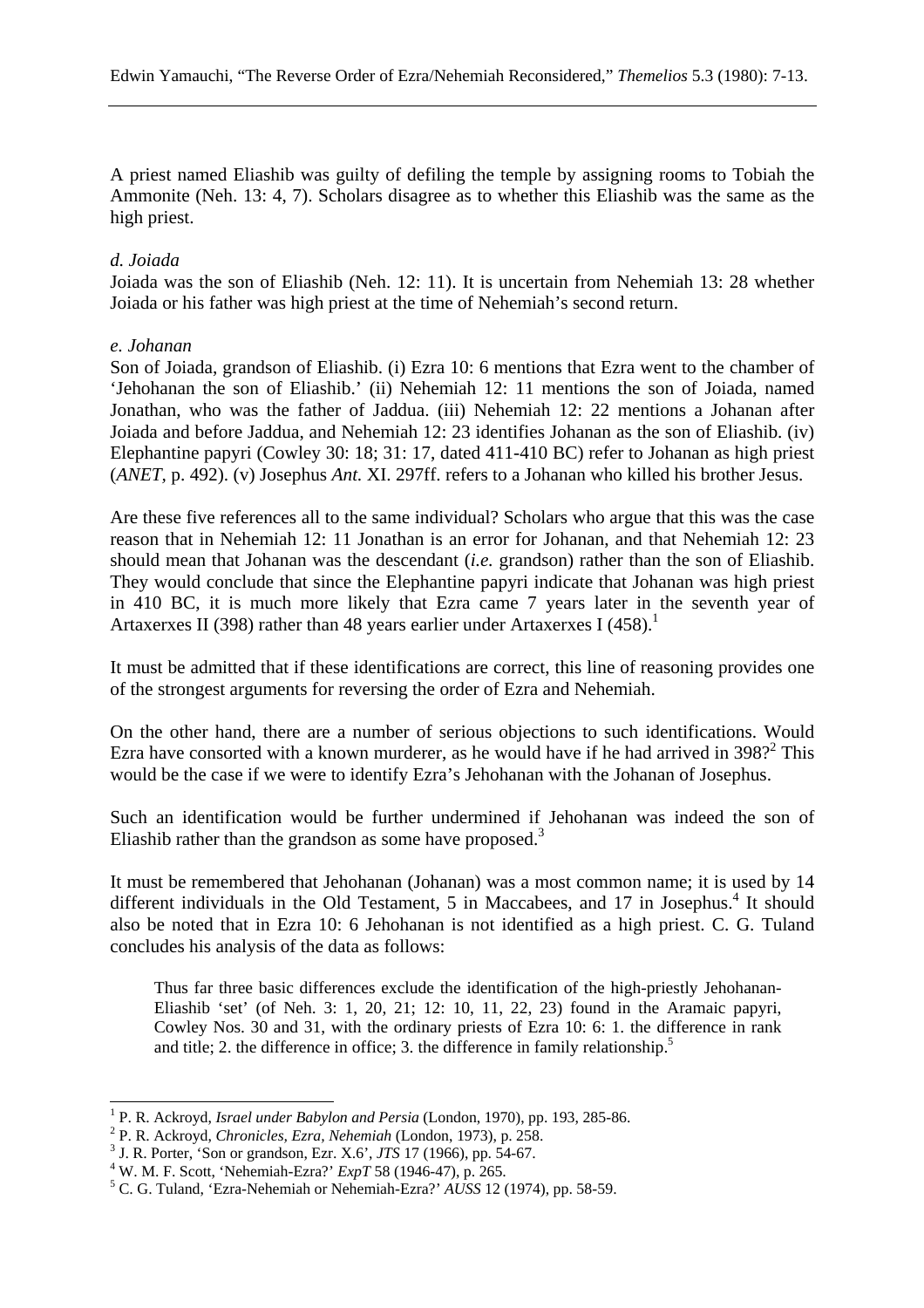A priest named Eliashib was guilty of defiling the temple by assigning rooms to Tobiah the Ammonite (Neh. 13: 4, 7). Scholars disagree as to whether this Eliashib was the same as the high priest.

*d. Joiada*

Joiada was the son of Eliashib (Neh. 12: 11). It is uncertain from Nehemiah 13: 28 whether Joiada or his father was high priest at the time of Nehemiah's second return.

*e. Johanan*

Son of Joiada, grandson of Eliashib. (i) Ezra 10: 6 mentions that Ezra went to the chamber of 'Jehohanan the son of Eliashib.' (ii) Nehemiah 12: 11 mentions the son of Joiada, named Jonathan, who was the father of Jaddua. (iii) Nehemiah 12: 22 mentions a Johanan after Joiada and before Jaddua, and Nehemiah 12: 23 identifies Johanan as the son of Eliashib. (iv) Elephantine papyri (Cowley 30: 18; 31: 17, dated 411-410 BC) refer to Johanan as high priest (*ANET*, p. 492). (v) Josephus *Ant.* XI. 297ff. refers to a Johanan who killed his brother Jesus.

Are these five references all to the same individual? Scholars who argue that this was the case reason that in Nehemiah 12: 11 Jonathan is an error for Johanan, and that Nehemiah 12: 23 should mean that Johanan was the descendant (*i.e.* grandson) rather than the son of Eliashib. They would conclude that since the Elephantine papyri indicate that Johanan was high priest in 410 BC, it is much more likely that Ezra came 7 years later in the seventh year of Artaxerxes II (398) rather than 48 years earlier under Artaxerxes I (458).[1]

It must be admitted that if these identifications are correct, this line of reasoning provides one of the strongest arguments for reversing the order of Ezra and Nehemiah.

On the other hand, there are a number of serious objections to such identifications. Would Ezra have consorted with a known murderer, as he would have if he had arrived in 398?[2] This would be the case if we were to identify Ezra's Jehohanan with the Johanan of Josephus.

Such an identification would be further undermined if Jehohanan was indeed the son of Eliashib rather than the grandson as some have proposed.[3]

It must be remembered that Jehohanan (Johanan) was a most common name; it is used by 14 different individuals in the Old Testament, 5 in Maccabees, and 17 in Josephus.[4] It should also be noted that in Ezra 10: 6 Jehohanan is not identified as a high priest. C. G. Tuland concludes his analysis of the data as follows:

> Thus far three basic differences exclude the identification of the high-priestly Jehohanan-Eliashib 'set' (of Neh. 3: 1, 20, 21; 12: 10, 11, 22, 23) found in the Aramaic papyri, Cowley Nos. 30 and 31, with the ordinary priests of Ezra 10: 6: 1. the difference in rank and title; 2. the difference in office; 3. the difference in family relationship.[5]

---

[1] P. R. Ackroyd, *Israel under Babylon and Persia* (London, 1970), pp. 193, 285-86.

[2] P. R. Ackroyd, *Chronicles, Ezra, Nehemiah* (London, 1973), p. 258.

[3] J. R. Porter, 'Son or grandson, Ezr. X.6', *JTS* 17 (1966), pp. 54-67.

[4] W. M. F. Scott, 'Nehemiah-Ezra?' *ExpT* 58 (1946-47), p. 265.

[5] C. G. Tuland, 'Ezra-Nehemiah or Nehemiah-Ezra?' *AUSS* 12 (1974), pp. 58-59.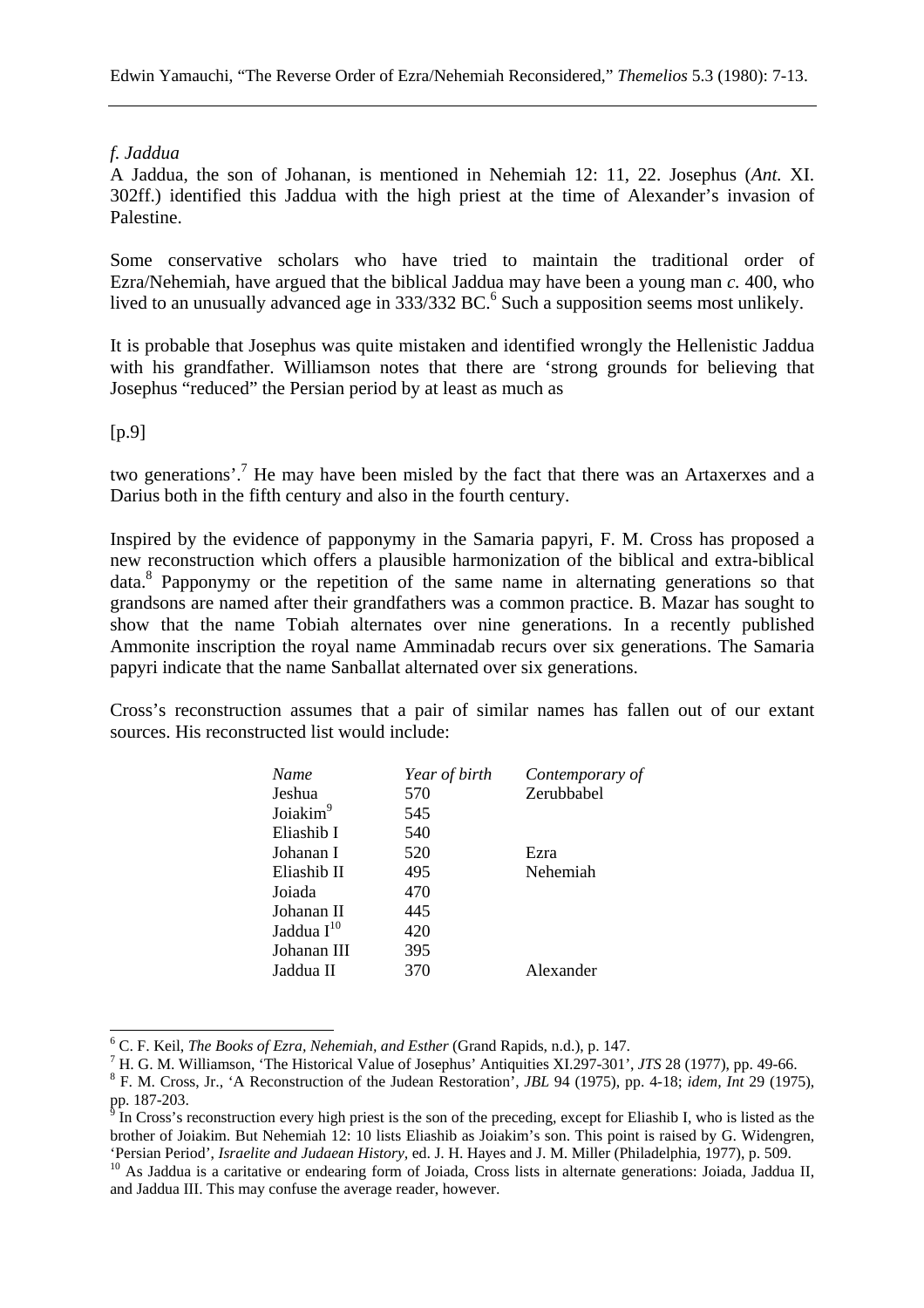*f. Jaddua*

A Jaddua, the son of Johanan, is mentioned in Nehemiah 12: 11, 22. Josephus (*Ant.* XI. 302ff.) identified this Jaddua with the high priest at the time of Alexander's invasion of Palestine.

Some conservative scholars who have tried to maintain the traditional order of Ezra/Nehemiah, have argued that the biblical Jaddua may have been a young man *c.* 400, who lived to an unusually advanced age in 333/332 BC.[6] Such a supposition seems most unlikely.

It is probable that Josephus was quite mistaken and identified wrongly the Hellenistic Jaddua with his grandfather. Williamson notes that there are 'strong grounds for believing that Josephus "reduced" the Persian period by at least as much as

[p.9]

two generations'.[7] He may have been misled by the fact that there was an Artaxerxes and a Darius both in the fifth century and also in the fourth century.

Inspired by the evidence of papponymy in the Samaria papyri, F. M. Cross has proposed a new reconstruction which offers a plausible harmonization of the biblical and extra-biblical data.[8] Papponymy or the repetition of the same name in alternating generations so that grandsons are named after their grandfathers was a common practice. B. Mazar has sought to show that the name Tobiah alternates over nine generations. In a recently published Ammonite inscription the royal name Amminadab recurs over six generations. The Samaria papyri indicate that the name Sanballat alternated over six generations.

Cross's reconstruction assumes that a pair of similar names has fallen out of our extant sources. His reconstructed list would include:

| *Name* | *Year of birth* | *Contemporary of* |
|---|---|---|
| Jeshua | 570 | Zerubbabel |
| Joiakim[9] | 545 | |
| Eliashib I | 540 | |
| Johanan I | 520 | Ezra |
| Eliashib II | 495 | Nehemiah |
| Joiada | 470 | |
| Johanan II | 445 | |
| Jaddua I[10] | 420 | |
| Johanan III | 395 | |
| Jaddua II | 370 | Alexander |

---

[6] C. F. Keil, *The Books of Ezra, Nehemiah, and Esther* (Grand Rapids, n.d.), p. 147.

[7] H. G. M. Williamson, 'The Historical Value of Josephus' Antiquities XI.297-301', *JTS* 28 (1977), pp. 49-66.

[8] F. M. Cross, Jr., 'A Reconstruction of the Judean Restoration', *JBL* 94 (1975), pp. 4-18; *idem, Int* 29 (1975), pp. 187-203.

[9] In Cross's reconstruction every high priest is the son of the preceding, except for Eliashib I, who is listed as the brother of Joiakim. But Nehemiah 12: 10 lists Eliashib as Joiakim's son. This point is raised by G. Widengren, 'Persian Period', *Israelite and Judaean History*, ed. J. H. Hayes and J. M. Miller (Philadelphia, 1977), p. 509.

[10] As Jaddua is a caritative or endearing form of Joiada, Cross lists in alternate generations: Joiada, Jaddua II, and Jaddua III. This may confuse the average reader, however.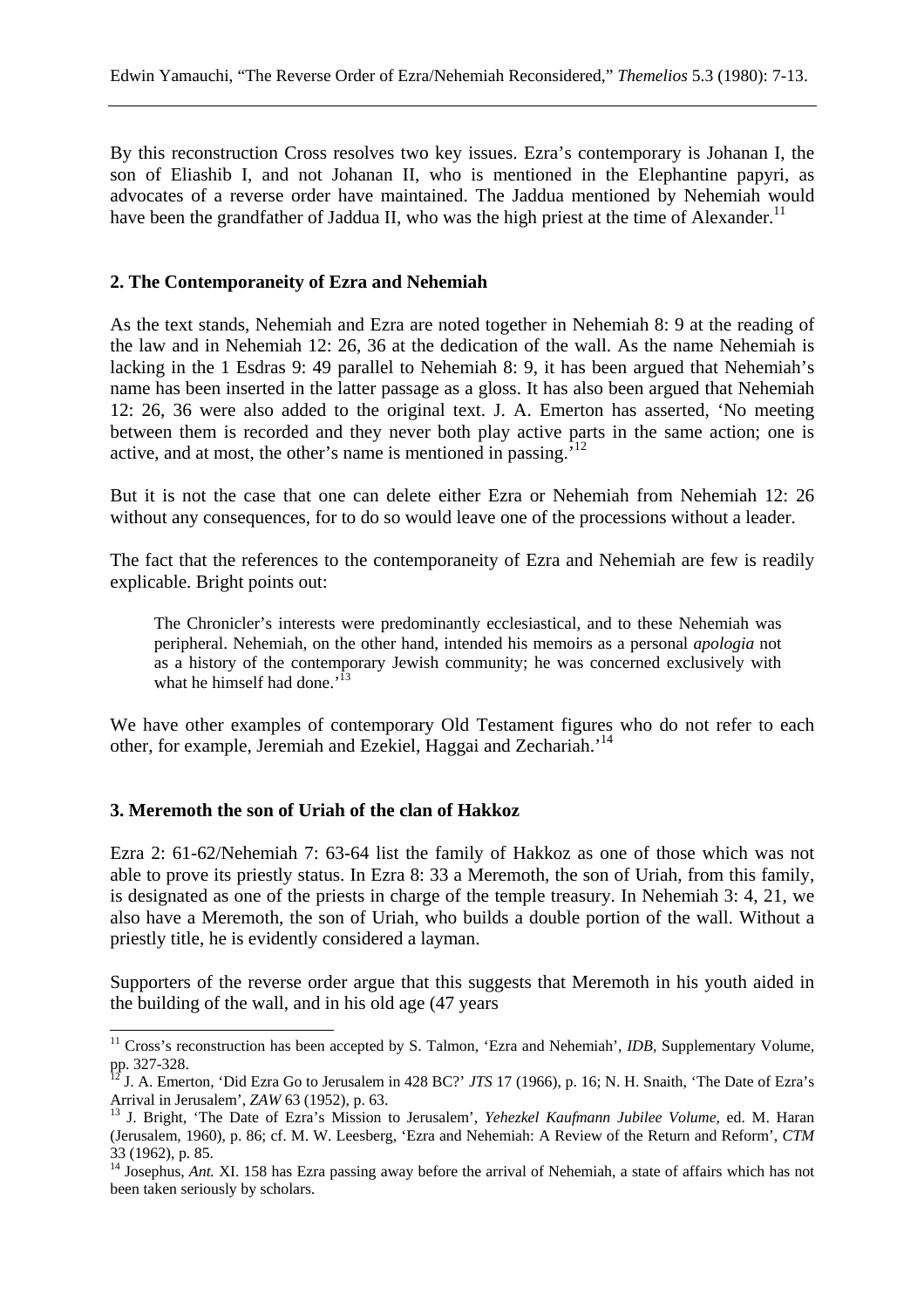By this reconstruction Cross resolves two key issues. Ezra's contemporary is Johanan I, the son of Eliashib I, and not Johanan II, who is mentioned in the Elephantine papyri, as advocates of a reverse order have maintained. The Jaddua mentioned by Nehemiah would have been the grandfather of Jaddua II, who was the high priest at the time of Alexander.[11]

## 2. The Contemporaneity of Ezra and Nehemiah

As the text stands, Nehemiah and Ezra are noted together in Nehemiah 8: 9 at the reading of the law and in Nehemiah 12: 26, 36 at the dedication of the wall. As the name Nehemiah is lacking in the 1 Esdras 9: 49 parallel to Nehemiah 8: 9, it has been argued that Nehemiah's name has been inserted in the latter passage as a gloss. It has also been argued that Nehemiah 12: 26, 36 were also added to the original text. J. A. Emerton has asserted, 'No meeting between them is recorded and they never both play active parts in the same action; one is active, and at most, the other's name is mentioned in passing.'[12]

But it is not the case that one can delete either Ezra or Nehemiah from Nehemiah 12: 26 without any consequences, for to do so would leave one of the processions without a leader.

The fact that the references to the contemporaneity of Ezra and Nehemiah are few is readily explicable. Bright points out:

> The Chronicler's interests were predominantly ecclesiastical, and to these Nehemiah was peripheral. Nehemiah, on the other hand, intended his memoirs as a personal *apologia* not as a history of the contemporary Jewish community; he was concerned exclusively with what he himself had done.'[13]

We have other examples of contemporary Old Testament figures who do not refer to each other, for example, Jeremiah and Ezekiel, Haggai and Zechariah.'[14]

## 3. Meremoth the son of Uriah of the clan of Hakkoz

Ezra 2: 61-62/Nehemiah 7: 63-64 list the family of Hakkoz as one of those which was not able to prove its priestly status. In Ezra 8: 33 a Meremoth, the son of Uriah, from this family, is designated as one of the priests in charge of the temple treasury. In Nehemiah 3: 4, 21, we also have a Meremoth, the son of Uriah, who builds a double portion of the wall. Without a priestly title, he is evidently considered a layman.

Supporters of the reverse order argue that this suggests that Meremoth in his youth aided in the building of the wall, and in his old age (47 years

---

[11] Cross's reconstruction has been accepted by S. Talmon, 'Ezra and Nehemiah', *IDB*, Supplementary Volume, pp. 327-328.

[12] J. A. Emerton, 'Did Ezra Go to Jerusalem in 428 BC?' *JTS* 17 (1966), p. 16; N. H. Snaith, 'The Date of Ezra's Arrival in Jerusalem', *ZAW* 63 (1952), p. 63.

[13] J. Bright, 'The Date of Ezra's Mission to Jerusalem', *Yehezkel Kaufmann Jubilee Volume*, ed. M. Haran (Jerusalem, 1960), p. 86; cf. M. W. Leesberg, 'Ezra and Nehemiah: A Review of the Return and Reform', *CTM* 33 (1962), p. 85.

[14] Josephus, *Ant.* XI. 158 has Ezra passing away before the arrival of Nehemiah, a state of affairs which has not been taken seriously by scholars.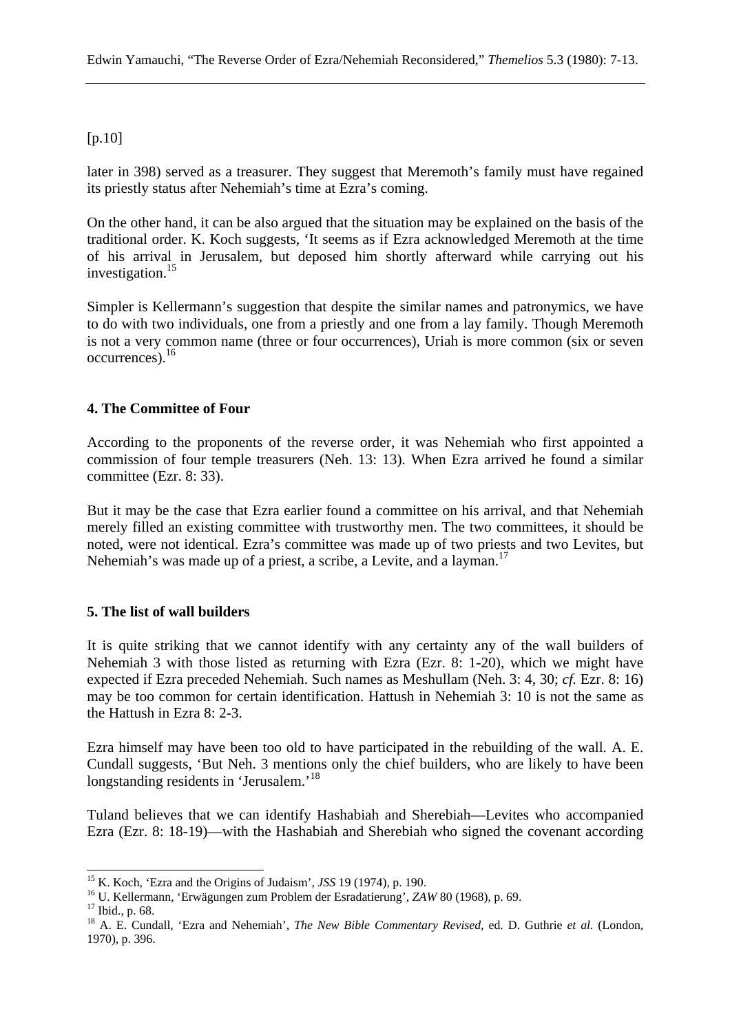[p.10]

later in 398) served as a treasurer. They suggest that Meremoth's family must have regained its priestly status after Nehemiah's time at Ezra's coming.

On the other hand, it can be also argued that the situation may be explained on the basis of the traditional order. K. Koch suggests, 'It seems as if Ezra acknowledged Meremoth at the time of his arrival in Jerusalem, but deposed him shortly afterward while carrying out his investigation.[15]

Simpler is Kellermann's suggestion that despite the similar names and patronymics, we have to do with two individuals, one from a priestly and one from a lay family. Though Meremoth is not a very common name (three or four occurrences), Uriah is more common (six or seven occurrences).[16]

#### 4. The Committee of Four

According to the proponents of the reverse order, it was Nehemiah who first appointed a commission of four temple treasurers (Neh. 13: 13). When Ezra arrived he found a similar committee (Ezr. 8: 33).

But it may be the case that Ezra earlier found a committee on his arrival, and that Nehemiah merely filled an existing committee with trustworthy men. The two committees, it should be noted, were not identical. Ezra's committee was made up of two priests and two Levites, but Nehemiah's was made up of a priest, a scribe, a Levite, and a layman.[17]

#### 5. The list of wall builders

It is quite striking that we cannot identify with any certainty any of the wall builders of Nehemiah 3 with those listed as returning with Ezra (Ezr. 8: 1-20), which we might have expected if Ezra preceded Nehemiah. Such names as Meshullam (Neh. 3: 4, 30; *cf.* Ezr. 8: 16) may be too common for certain identification. Hattush in Nehemiah 3: 10 is not the same as the Hattush in Ezra 8: 2-3.

Ezra himself may have been too old to have participated in the rebuilding of the wall. A. E. Cundall suggests, 'But Neh. 3 mentions only the chief builders, who are likely to have been longstanding residents in 'Jerusalem.'[18]

Tuland believes that we can identify Hashabiah and Sherebiah—Levites who accompanied Ezra (Ezr. 8: 18-19)—with the Hashabiah and Sherebiah who signed the covenant according

---

[15] K. Koch, 'Ezra and the Origins of Judaism', *JSS* 19 (1974), p. 190.

[16] U. Kellermann, 'Erwägungen zum Problem der Esradatierung', *ZAW* 80 (1968), p. 69.

[17] Ibid., p. 68.

[18] A. E. Cundall, 'Ezra and Nehemiah', *The New Bible Commentary Revised*, ed. D. Guthrie *et al.* (London, 1970), p. 396.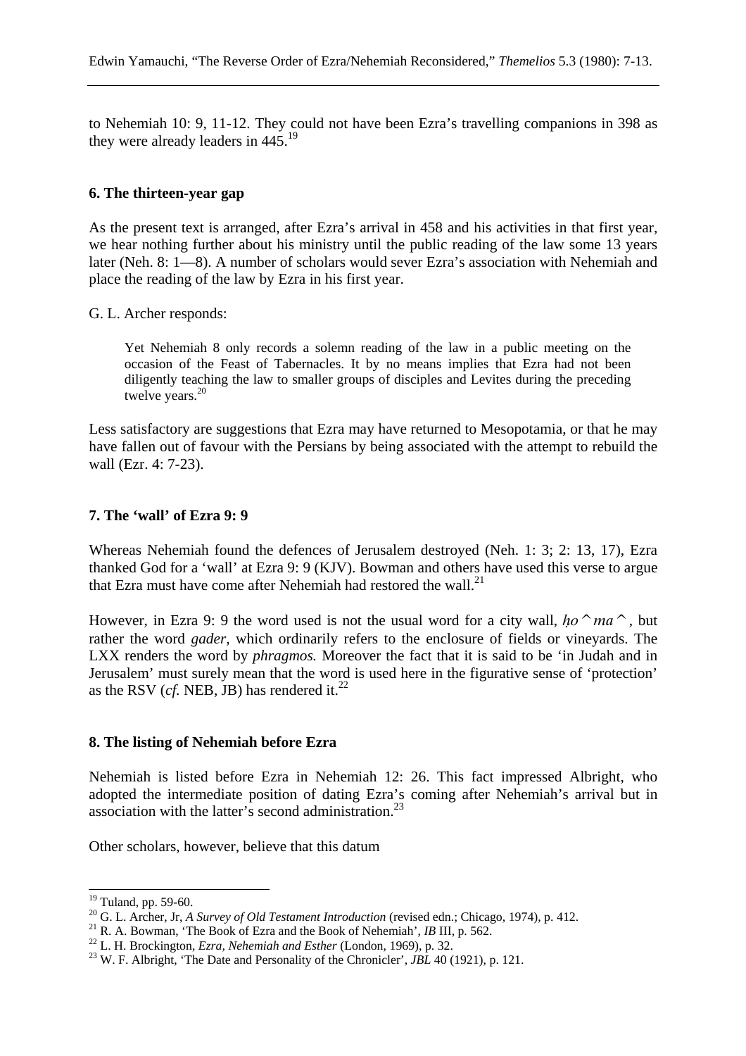to Nehemiah 10: 9, 11-12. They could not have been Ezra's travelling companions in 398 as they were already leaders in 445.[19]

### 6. The thirteen-year gap

As the present text is arranged, after Ezra's arrival in 458 and his activities in that first year, we hear nothing further about his ministry until the public reading of the law some 13 years later (Neh. 8: 1—8). A number of scholars would sever Ezra's association with Nehemiah and place the reading of the law by Ezra in his first year.

G. L. Archer responds:

> Yet Nehemiah 8 only records a solemn reading of the law in a public meeting on the occasion of the Feast of Tabernacles. It by no means implies that Ezra had not been diligently teaching the law to smaller groups of disciples and Levites during the preceding twelve years.[20]

Less satisfactory are suggestions that Ezra may have returned to Mesopotamia, or that he may have fallen out of favour with the Persians by being associated with the attempt to rebuild the wall (Ezr. 4: 7-23).

### 7. The 'wall' of Ezra 9: 9

Whereas Nehemiah found the defences of Jerusalem destroyed (Neh. 1: 3; 2: 13, 17), Ezra thanked God for a 'wall' at Ezra 9: 9 (KJV). Bowman and others have used this verse to argue that Ezra must have come after Nehemiah had restored the wall.[21]

However, in Ezra 9: 9 the word used is not the usual word for a city wall, *ḥo^ma^*, but rather the word *gader,* which ordinarily refers to the enclosure of fields or vineyards. The LXX renders the word by *phragmos.* Moreover the fact that it is said to be 'in Judah and in Jerusalem' must surely mean that the word is used here in the figurative sense of 'protection' as the RSV (*cf.* NEB, JB) has rendered it.[22]

### 8. The listing of Nehemiah before Ezra

Nehemiah is listed before Ezra in Nehemiah 12: 26. This fact impressed Albright, who adopted the intermediate position of dating Ezra's coming after Nehemiah's arrival but in association with the latter's second administration.[23]

Other scholars, however, believe that this datum

---

[19] Tuland, pp. 59-60.

[20] G. L. Archer, Jr, *A Survey of Old Testament Introduction* (revised edn.; Chicago, 1974), p. 412.

[21] R. A. Bowman, 'The Book of Ezra and the Book of Nehemiah', *IB* III, p. 562.

[22] L. H. Brockington, *Ezra, Nehemiah and Esther* (London, 1969), p. 32.

[23] W. F. Albright, 'The Date and Personality of the Chronicler', *JBL* 40 (1921), p. 121.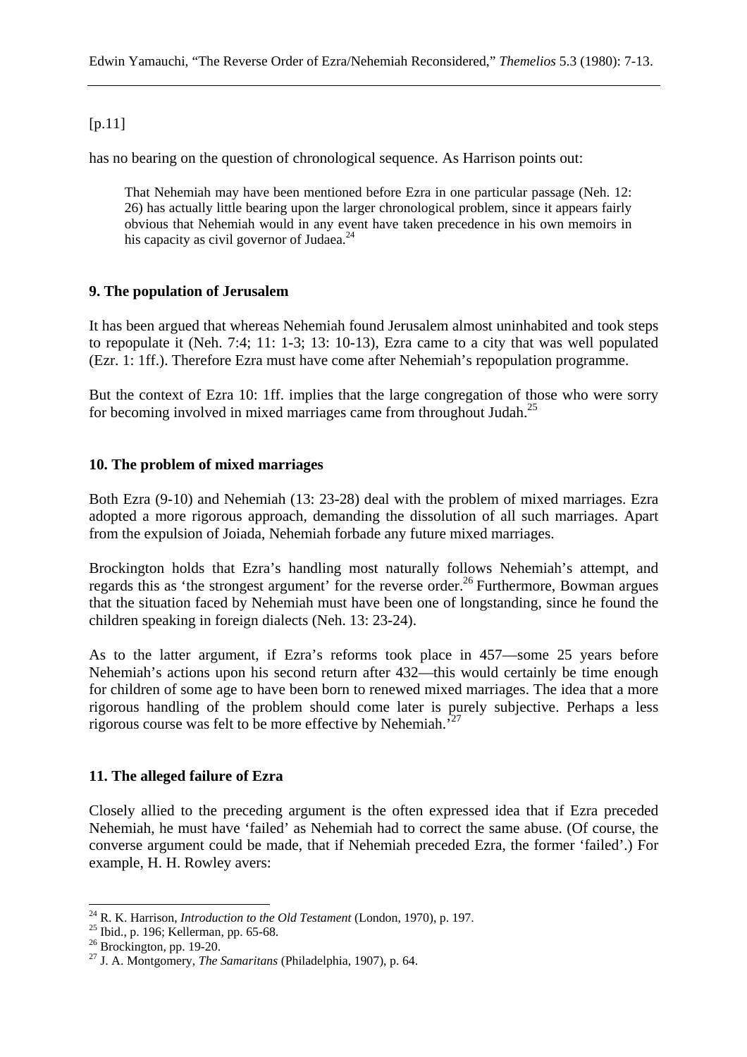[p.11]

has no bearing on the question of chronological sequence. As Harrison points out:

> That Nehemiah may have been mentioned before Ezra in one particular passage (Neh. 12: 26) has actually little bearing upon the larger chronological problem, since it appears fairly obvious that Nehemiah would in any event have taken precedence in his own memoirs in his capacity as civil governor of Judaea.[24]

### 9. The population of Jerusalem

It has been argued that whereas Nehemiah found Jerusalem almost uninhabited and took steps to repopulate it (Neh. 7:4; 11: 1-3; 13: 10-13), Ezra came to a city that was well populated (Ezr. 1: 1ff.). Therefore Ezra must have come after Nehemiah's repopulation programme.

But the context of Ezra 10: 1ff. implies that the large congregation of those who were sorry for becoming involved in mixed marriages came from throughout Judah.[25]

### 10. The problem of mixed marriages

Both Ezra (9-10) and Nehemiah (13: 23-28) deal with the problem of mixed marriages. Ezra adopted a more rigorous approach, demanding the dissolution of all such marriages. Apart from the expulsion of Joiada, Nehemiah forbade any future mixed marriages.

Brockington holds that Ezra's handling most naturally follows Nehemiah's attempt, and regards this as 'the strongest argument' for the reverse order.[26] Furthermore, Bowman argues that the situation faced by Nehemiah must have been one of longstanding, since he found the children speaking in foreign dialects (Neh. 13: 23-24).

As to the latter argument, if Ezra's reforms took place in 457—some 25 years before Nehemiah's actions upon his second return after 432—this would certainly be time enough for children of some age to have been born to renewed mixed marriages. The idea that a more rigorous handling of the problem should come later is purely subjective. Perhaps a less rigorous course was felt to be more effective by Nehemiah.'[27]

### 11. The alleged failure of Ezra

Closely allied to the preceding argument is the often expressed idea that if Ezra preceded Nehemiah, he must have 'failed' as Nehemiah had to correct the same abuse. (Of course, the converse argument could be made, that if Nehemiah preceded Ezra, the former 'failed'.) For example, H. H. Rowley avers:

---

[24] R. K. Harrison, *Introduction to the Old Testament* (London, 1970), p. 197.

[25] Ibid., p. 196; Kellerman, pp. 65-68.

[26] Brockington, pp. 19-20.

[27] J. A. Montgomery, *The Samaritans* (Philadelphia, 1907), p. 64.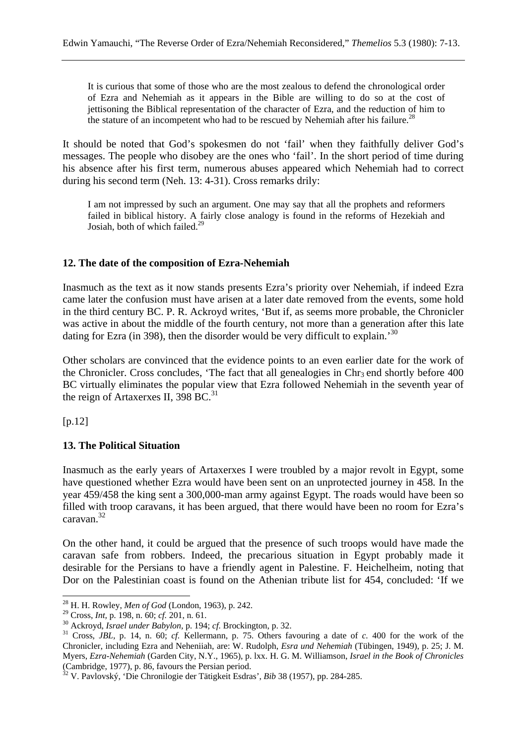> It is curious that some of those who are the most zealous to defend the chronological order of Ezra and Nehemiah as it appears in the Bible are willing to do so at the cost of jettisoning the Biblical representation of the character of Ezra, and the reduction of him to the stature of an incompetent who had to be rescued by Nehemiah after his failure.[28]

It should be noted that God's spokesmen do not 'fail' when they faithfully deliver God's messages. The people who disobey are the ones who 'fail'. In the short period of time during his absence after his first term, numerous abuses appeared which Nehemiah had to correct during his second term (Neh. 13: 4-31). Cross remarks drily:

> I am not impressed by such an argument. One may say that all the prophets and reformers failed in biblical history. A fairly close analogy is found in the reforms of Hezekiah and Josiah, both of which failed.[29]

### 12. The date of the composition of Ezra-Nehemiah

Inasmuch as the text as it now stands presents Ezra's priority over Nehemiah, if indeed Ezra came later the confusion must have arisen at a later date removed from the events, some hold in the third century BC. P. R. Ackroyd writes, 'But if, as seems more probable, the Chronicler was active in about the middle of the fourth century, not more than a generation after this late dating for Ezra (in 398), then the disorder would be very difficult to explain.'[30]

Other scholars are convinced that the evidence points to an even earlier date for the work of the Chronicler. Cross concludes, 'The fact that all genealogies in $Chr_3$ end shortly before 400 BC virtually eliminates the popular view that Ezra followed Nehemiah in the seventh year of the reign of Artaxerxes II, 398 BC.[31]

[p.12]

### 13. The Political Situation

Inasmuch as the early years of Artaxerxes I were troubled by a major revolt in Egypt, some have questioned whether Ezra would have been sent on an unprotected journey in 458. In the year 459/458 the king sent a 300,000-man army against Egypt. The roads would have been so filled with troop caravans, it has been argued, that there would have been no room for Ezra's caravan.[32]

On the other hand, it could be argued that the presence of such troops would have made the caravan safe from robbers. Indeed, the precarious situation in Egypt probably made it desirable for the Persians to have a friendly agent in Palestine. F. Heichelheim, noting that Dor on the Palestinian coast is found on the Athenian tribute list for 454, concluded: 'If we

---

[28] H. H. Rowley, *Men of God* (London, 1963), p. 242.

[29] Cross, *Int*, p. 198, n. 60; *cf.* 201, n. 61.

[30] Ackroyd, *Israel under Babylon,* p. 194; *cf.* Brockington, p. 32.

[31] Cross, *JBL*, p. 14, n. 60; *cf.* Kellermann, p. 75. Others favouring a date of *c.* 400 for the work of the Chronicler, including Ezra and Neheniiah, are: W. Rudolph, *Esra und Nehemiah* (Tübingen, 1949), p. 25; J. M. Myers, *Ezra-Nehemiah* (Garden City, N.Y., 1965), p. lxx. H. G. M. Williamson, *Israel in the Book of Chronicles* (Cambridge, 1977), p. 86, favours the Persian period.

[32] V. Pavlovský, 'Die Chronilogie der Tätigkeit Esdras', *Bib* 38 (1957), pp. 284-285.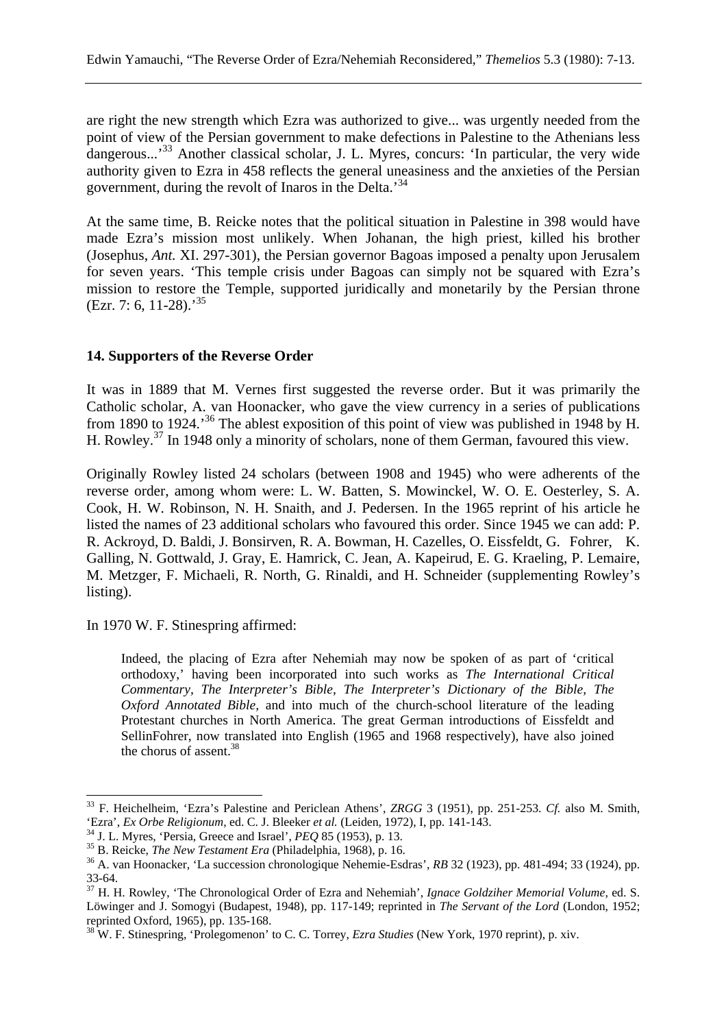are right the new strength which Ezra was authorized to give... was urgently needed from the point of view of the Persian government to make defections in Palestine to the Athenians less dangerous...'[33] Another classical scholar, J. L. Myres, concurs: 'In particular, the very wide authority given to Ezra in 458 reflects the general uneasiness and the anxieties of the Persian government, during the revolt of Inaros in the Delta.'[34]

At the same time, B. Reicke notes that the political situation in Palestine in 398 would have made Ezra's mission most unlikely. When Johanan, the high priest, killed his brother (Josephus, *Ant.* XI. 297-301), the Persian governor Bagoas imposed a penalty upon Jerusalem for seven years. 'This temple crisis under Bagoas can simply not be squared with Ezra's mission to restore the Temple, supported juridically and monetarily by the Persian throne (Ezr. 7: 6, 11-28).'[35]

### 14. Supporters of the Reverse Order

It was in 1889 that M. Vernes first suggested the reverse order. But it was primarily the Catholic scholar, A. van Hoonacker, who gave the view currency in a series of publications from 1890 to 1924.'[36] The ablest exposition of this point of view was published in 1948 by H. H. Rowley.[37] In 1948 only a minority of scholars, none of them German, favoured this view.

Originally Rowley listed 24 scholars (between 1908 and 1945) who were adherents of the reverse order, among whom were: L. W. Batten, S. Mowinckel, W. O. E. Oesterley, S. A. Cook, H. W. Robinson, N. H. Snaith, and J. Pedersen. In the 1965 reprint of his article he listed the names of 23 additional scholars who favoured this order. Since 1945 we can add: P. R. Ackroyd, D. Baldi, J. Bonsirven, R. A. Bowman, H. Cazelles, O. Eissfeldt, G. Fohrer, K. Galling, N. Gottwald, J. Gray, E. Hamrick, C. Jean, A. Kapeirud, E. G. Kraeling, P. Lemaire, M. Metzger, F. Michaeli, R. North, G. Rinaldi, and H. Schneider (supplementing Rowley's listing).

In 1970 W. F. Stinespring affirmed:

> Indeed, the placing of Ezra after Nehemiah may now be spoken of as part of 'critical orthodoxy,' having been incorporated into such works as *The International Critical Commentary*, *The Interpreter's Bible*, *The Interpreter's Dictionary of the Bible*, *The Oxford Annotated Bible*, and into much of the church-school literature of the leading Protestant churches in North America. The great German introductions of Eissfeldt and SellinFohrer, now translated into English (1965 and 1968 respectively), have also joined the chorus of assent.[38]

---

[33] F. Heichelheim, 'Ezra's Palestine and Periclean Athens', *ZRGG* 3 (1951), pp. 251-253. *Cf.* also M. Smith, 'Ezra', *Ex Orbe Religionum*, ed. C. J. Bleeker *et al.* (Leiden, 1972), I, pp. 141-143.

[34] J. L. Myres, 'Persia, Greece and Israel', *PEQ* 85 (1953), p. 13.

[35] B. Reicke, *The New Testament Era* (Philadelphia, 1968), p. 16.

[36] A. van Hoonacker, 'La succession chronologique Nehemie-Esdras', *RB* 32 (1923), pp. 481-494; 33 (1924), pp. 33-64.

[37] H. H. Rowley, 'The Chronological Order of Ezra and Nehemiah', *Ignace Goldziher Memorial Volume*, ed. S. Löwinger and J. Somogyi (Budapest, 1948), pp. 117-149; reprinted in *The Servant of the Lord* (London, 1952; reprinted Oxford, 1965), pp. 135-168.

[38] W. F. Stinespring, 'Prolegomenon' to C. C. Torrey, *Ezra Studies* (New York, 1970 reprint), p. xiv.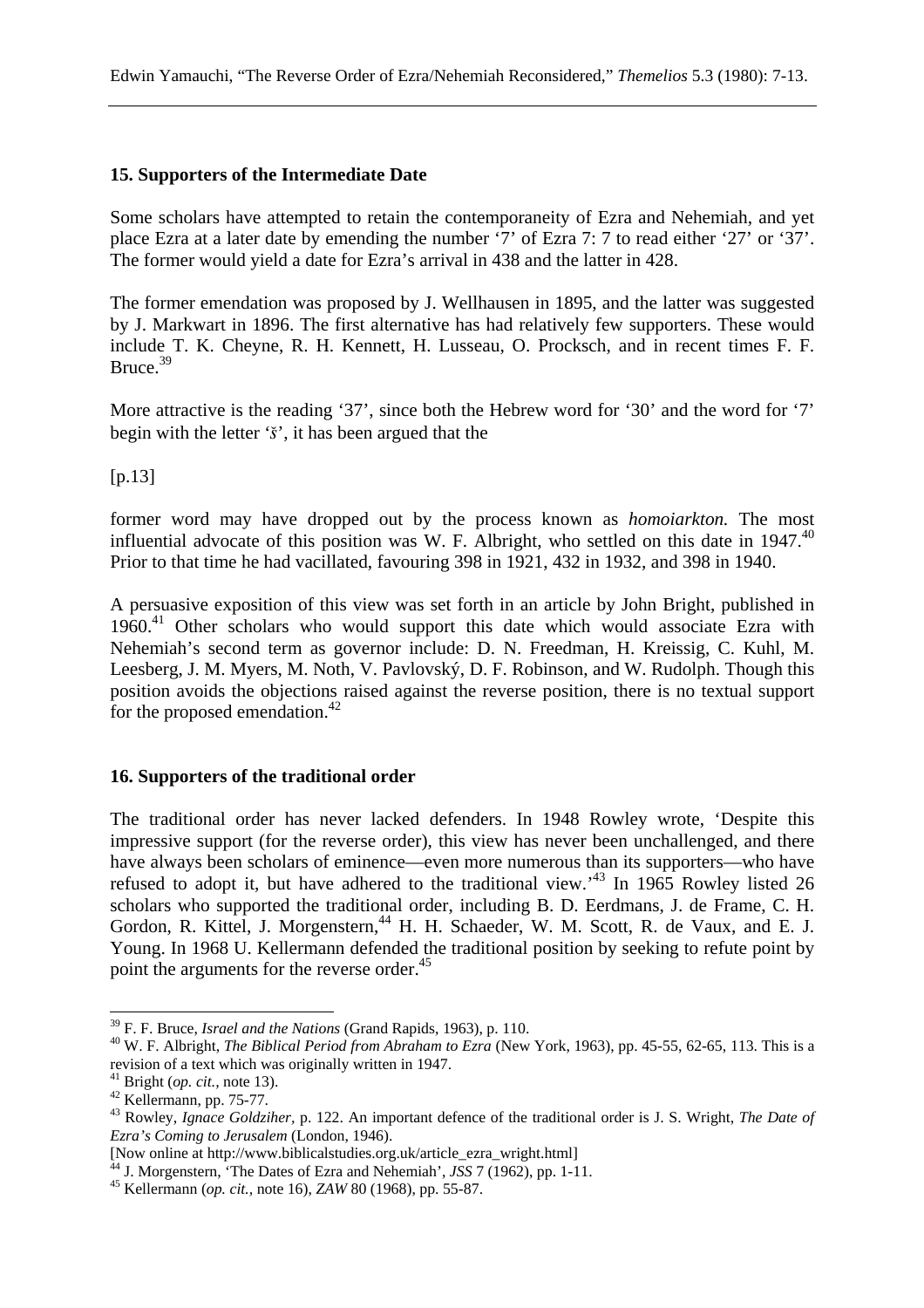## 15. Supporters of the Intermediate Date

Some scholars have attempted to retain the contemporaneity of Ezra and Nehemiah, and yet place Ezra at a later date by emending the number '7' of Ezra 7: 7 to read either '27' or '37'. The former would yield a date for Ezra's arrival in 438 and the latter in 428.

The former emendation was proposed by J. Wellhausen in 1895, and the latter was suggested by J. Markwart in 1896. The first alternative has had relatively few supporters. These would include T. K. Cheyne, R. H. Kennett, H. Lusseau, O. Procksch, and in recent times F. F. Bruce.[39]

More attractive is the reading '37', since both the Hebrew word for '30' and the word for '7' begin with the letter '*š*', it has been argued that the

[p.13]

former word may have dropped out by the process known as *homoiarkton.* The most influential advocate of this position was W. F. Albright, who settled on this date in 1947.[40] Prior to that time he had vacillated, favouring 398 in 1921, 432 in 1932, and 398 in 1940.

A persuasive exposition of this view was set forth in an article by John Bright, published in 1960.[41] Other scholars who would support this date which would associate Ezra with Nehemiah's second term as governor include: D. N. Freedman, H. Kreissig, C. Kuhl, M. Leesberg, J. M. Myers, M. Noth, V. Pavlovský, D. F. Robinson, and W. Rudolph. Though this position avoids the objections raised against the reverse position, there is no textual support for the proposed emendation.[42]

## 16. Supporters of the traditional order

The traditional order has never lacked defenders. In 1948 Rowley wrote, 'Despite this impressive support (for the reverse order), this view has never been unchallenged, and there have always been scholars of eminence—even more numerous than its supporters—who have refused to adopt it, but have adhered to the traditional view.'[43] In 1965 Rowley listed 26 scholars who supported the traditional order, including B. D. Eerdmans, J. de Frame, C. H. Gordon, R. Kittel, J. Morgenstern,[44] H. H. Schaeder, W. M. Scott, R. de Vaux, and E. J. Young. In 1968 U. Kellermann defended the traditional position by seeking to refute point by point the arguments for the reverse order.[45]

---

[39] F. F. Bruce, *Israel and the Nations* (Grand Rapids, 1963), p. 110.

[40] W. F. Albright, *The Biblical Period from Abraham to Ezra* (New York, 1963), pp. 45-55, 62-65, 113. This is a revision of a text which was originally written in 1947.

[41] Bright (*op. cit.*, note 13).

[42] Kellermann, pp. 75-77.

[43] Rowley, *Ignace Goldziher*, p. 122. An important defence of the traditional order is J. S. Wright, *The Date of Ezra's Coming to Jerusalem* (London, 1946).
[Now online at http://www.biblicalstudies.org.uk/article_ezra_wright.html]

[44] J. Morgenstern, 'The Dates of Ezra and Nehemiah', *JSS* 7 (1962), pp. 1-11.

[45] Kellermann (*op. cit.*, note 16), *ZAW* 80 (1968), pp. 55-87.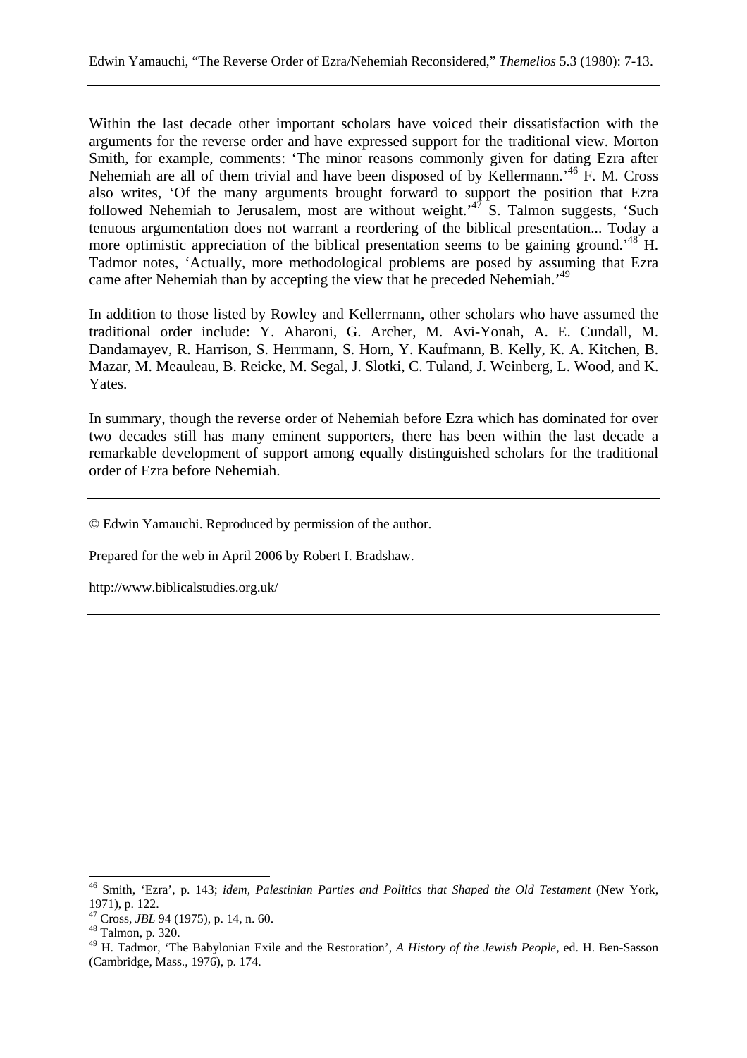Within the last decade other important scholars have voiced their dissatisfaction with the arguments for the reverse order and have expressed support for the traditional view. Morton Smith, for example, comments: 'The minor reasons commonly given for dating Ezra after Nehemiah are all of them trivial and have been disposed of by Kellermann.'[46] F. M. Cross also writes, 'Of the many arguments brought forward to support the position that Ezra followed Nehemiah to Jerusalem, most are without weight.'[47] S. Talmon suggests, 'Such tenuous argumentation does not warrant a reordering of the biblical presentation... Today a more optimistic appreciation of the biblical presentation seems to be gaining ground.'[48] H. Tadmor notes, 'Actually, more methodological problems are posed by assuming that Ezra came after Nehemiah than by accepting the view that he preceded Nehemiah.'[49]

In addition to those listed by Rowley and Kellerrnann, other scholars who have assumed the traditional order include: Y. Aharoni, G. Archer, M. Avi-Yonah, A. E. Cundall, M. Dandamayev, R. Harrison, S. Herrmann, S. Horn, Y. Kaufmann, B. Kelly, K. A. Kitchen, B. Mazar, M. Meauleau, B. Reicke, M. Segal, J. Slotki, C. Tuland, J. Weinberg, L. Wood, and K. Yates.

In summary, though the reverse order of Nehemiah before Ezra which has dominated for over two decades still has many eminent supporters, there has been within the last decade a remarkable development of support among equally distinguished scholars for the traditional order of Ezra before Nehemiah.

---

© Edwin Yamauchi. Reproduced by permission of the author.

Prepared for the web in April 2006 by Robert I. Bradshaw.

http://www.biblicalstudies.org.uk/

---

[46] Smith, 'Ezra', p. 143; *idem, Palestinian Parties and Politics that Shaped the Old Testament* (New York, 1971), p. 122.

[47] Cross, *JBL* 94 (1975), p. 14, n. 60.

[48] Talmon, p. 320.

[49] H. Tadmor, 'The Babylonian Exile and the Restoration', *A History of the Jewish People,* ed. H. Ben-Sasson (Cambridge, Mass., 1976), p. 174.